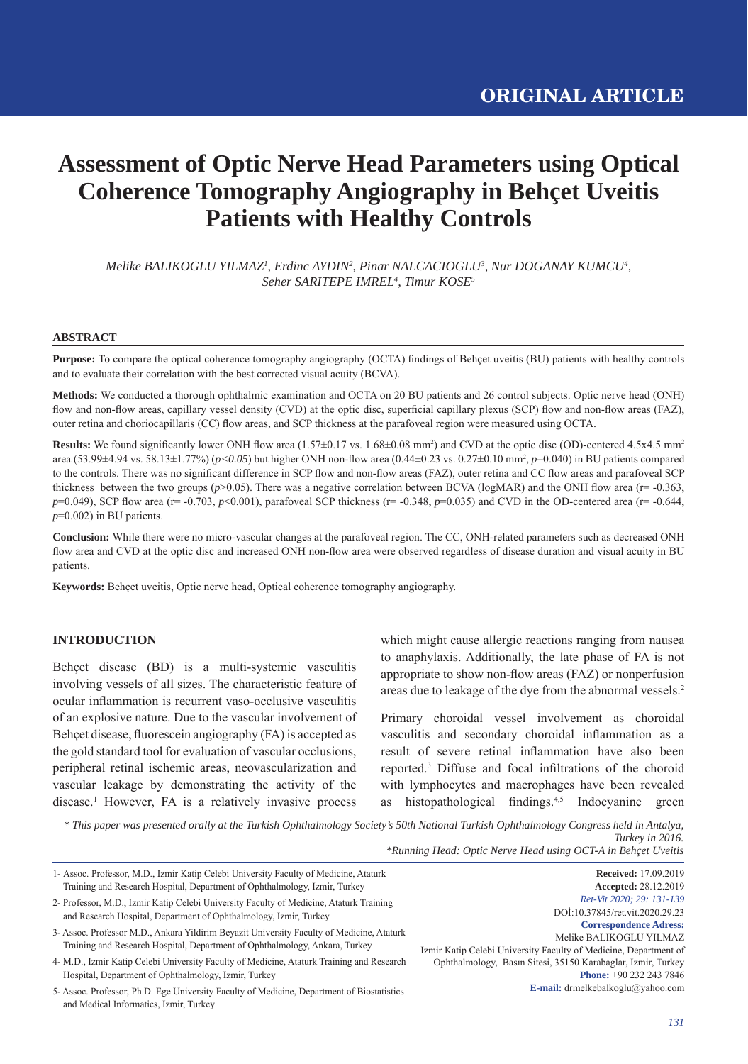ORIGINAL ARTICLE

# Assessment of Optic Nerve Head Parameters using Optical Coherence Tomography Angiography in Behçet Uveitis Patients with Healthy Controls

*Melike BALIKOGLU YILMAZ[1], Erdinc AYDIN[2], Pinar NALCACIOGLU[3], Nur DOGANAY KUMCU[4], Seher SARITEPE IMREL[4], Timur KOSE[5]*

## ABSTRACT

**Purpose:** To compare the optical coherence tomography angiography (OCTA) findings of Behçet uveitis (BU) patients with healthy controls and to evaluate their correlation with the best corrected visual acuity (BCVA).

**Methods:** We conducted a thorough ophthalmic examination and OCTA on 20 BU patients and 26 control subjects. Optic nerve head (ONH) flow and non-flow areas, capillary vessel density (CVD) at the optic disc, superficial capillary plexus (SCP) flow and non-flow areas (FAZ), outer retina and choriocapillaris (CC) flow areas, and SCP thickness at the parafoveal region were measured using OCTA.

**Results:** We found significantly lower ONH flow area (1.57±0.17 vs. 1.68±0.08 $mm^2$) and CVD at the optic disc (OD)-centered 4.5x4.5 $mm^2$ area (53.99±4.94 vs. 58.13±1.77%) (*p<0.05*) but higher ONH non-flow area (0.44±0.23 vs. 0.27±0.10 $mm^2$, *p*=0.040) in BU patients compared to the controls. There was no significant difference in SCP flow and non-flow areas (FAZ), outer retina and CC flow areas and parafoveal SCP thickness between the two groups (*p*>0.05). There was a negative correlation between BCVA (logMAR) and the ONH flow area (r= -0.363, *p*=0.049), SCP flow area (r= -0.703, *p*<0.001), parafoveal SCP thickness (r= -0.348, *p*=0.035) and CVD in the OD-centered area (r= -0.644, *p*=0.002) in BU patients.

**Conclusion:** While there were no micro-vascular changes at the parafoveal region. The CC, ONH-related parameters such as decreased ONH flow area and CVD at the optic disc and increased ONH non-flow area were observed regardless of disease duration and visual acuity in BU patients.

**Keywords:** Behçet uveitis, Optic nerve head, Optical coherence tomography angiography.

## INTRODUCTION

Behçet disease (BD) is a multi-systemic vasculitis involving vessels of all sizes. The characteristic feature of ocular inflammation is recurrent vaso-occlusive vasculitis of an explosive nature. Due to the vascular involvement of Behçet disease, fluorescein angiography (FA) is accepted as the gold standard tool for evaluation of vascular occlusions, peripheral retinal ischemic areas, neovascularization and vascular leakage by demonstrating the activity of the disease.[1] However, FA is a relatively invasive process which might cause allergic reactions ranging from nausea to anaphylaxis. Additionally, the late phase of FA is not appropriate to show non-flow areas (FAZ) or nonperfusion areas due to leakage of the dye from the abnormal vessels.[2]

Primary choroidal vessel involvement as choroidal vasculitis and secondary choroidal inflammation as a result of severe retinal inflammation have also been reported.[3] Diffuse and focal infiltrations of the choroid with lymphocytes and macrophages have been revealed as histopathological findings.[4,5] Indocyanine green

*\* This paper was presented orally at the Turkish Ophthalmology Society's 50th National Turkish Ophthalmology Congress held in Antalya, Turkey in 2016.*
*\*Running Head: Optic Nerve Head using OCT-A in Behçet Uveitis*

1- Assoc. Professor, M.D., Izmir Katip Celebi University Faculty of Medicine, Ataturk Training and Research Hospital, Department of Ophthalmology, Izmir, Turkey
2- Professor, M.D., Izmir Katip Celebi University Faculty of Medicine, Ataturk Training and Research Hospital, Department of Ophthalmology, Izmir, Turkey
3- Assoc. Professor M.D., Ankara Yildirim Beyazit University Faculty of Medicine, Ataturk Training and Research Hospital, Department of Ophthalmology, Ankara, Turkey
4- M.D., Izmir Katip Celebi University Faculty of Medicine, Ataturk Training and Research Hospital, Department of Ophthalmology, Izmir, Turkey
5- Assoc. Professor, Ph.D. Ege University Faculty of Medicine, Department of Biostatistics and Medical Informatics, Izmir, Turkey

**Received:** 17.09.2019
**Accepted:** 28.12.2019
*Ret-Vit 2020; 29: 131-139*
DOİ:10.37845/ret.vit.2020.29.23
**Correspondence Adress:**
Melike BALIKOGLU YILMAZ
Izmir Katip Celebi University Faculty of Medicine, Department of Ophthalmology, Basın Sitesi, 35150 Karabaglar, Izmir, Turkey
**Phone:** +90 232 243 7846
**E-mail:** drmelkebalkoglu@yahoo.com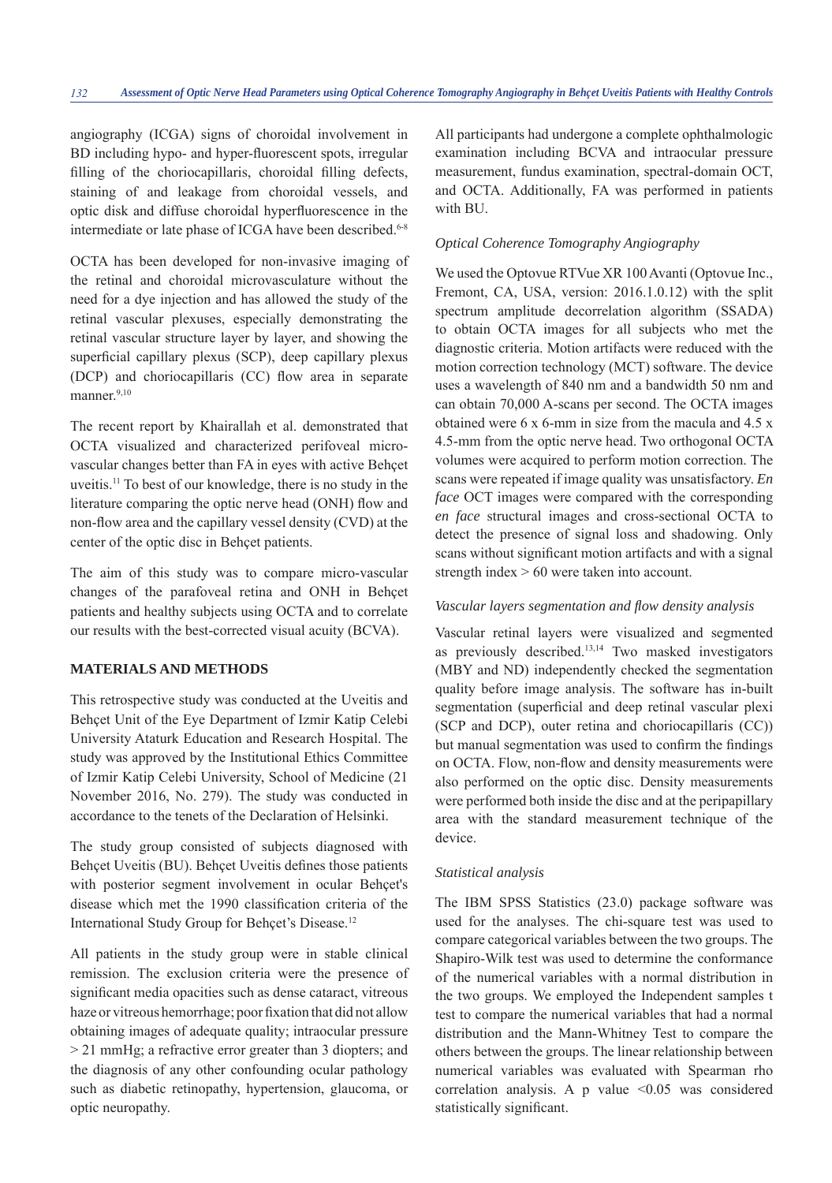angiography (ICGA) signs of choroidal involvement in BD including hypo- and hyper-fluorescent spots, irregular filling of the choriocapillaris, choroidal filling defects, staining of and leakage from choroidal vessels, and optic disk and diffuse choroidal hyperfluorescence in the intermediate or late phase of ICGA have been described.[6-8]

OCTA has been developed for non-invasive imaging of the retinal and choroidal microvasculature without the need for a dye injection and has allowed the study of the retinal vascular plexuses, especially demonstrating the retinal vascular structure layer by layer, and showing the superficial capillary plexus (SCP), deep capillary plexus (DCP) and choriocapillaris (CC) flow area in separate manner.[9,10]

The recent report by Khairallah et al. demonstrated that OCTA visualized and characterized perifoveal micro-vascular changes better than FA in eyes with active Behçet uveitis.[11] To best of our knowledge, there is no study in the literature comparing the optic nerve head (ONH) flow and non-flow area and the capillary vessel density (CVD) at the center of the optic disc in Behçet patients.

The aim of this study was to compare micro-vascular changes of the parafoveal retina and ONH in Behçet patients and healthy subjects using OCTA and to correlate our results with the best-corrected visual acuity (BCVA).

## MATERIALS AND METHODS

This retrospective study was conducted at the Uveitis and Behçet Unit of the Eye Department of Izmir Katip Celebi University Ataturk Education and Research Hospital. The study was approved by the Institutional Ethics Committee of Izmir Katip Celebi University, School of Medicine (21 November 2016, No. 279). The study was conducted in accordance to the tenets of the Declaration of Helsinki.

The study group consisted of subjects diagnosed with Behçet Uveitis (BU). Behçet Uveitis defines those patients with posterior segment involvement in ocular Behçet's disease which met the 1990 classification criteria of the International Study Group for Behçet's Disease.[12]

All patients in the study group were in stable clinical remission. The exclusion criteria were the presence of significant media opacities such as dense cataract, vitreous haze or vitreous hemorrhage; poor fixation that did not allow obtaining images of adequate quality; intraocular pressure > 21 mmHg; a refractive error greater than 3 diopters; and the diagnosis of any other confounding ocular pathology such as diabetic retinopathy, hypertension, glaucoma, or optic neuropathy.

All participants had undergone a complete ophthalmologic examination including BCVA and intraocular pressure measurement, fundus examination, spectral-domain OCT, and OCTA. Additionally, FA was performed in patients with BU.

### *Optical Coherence Tomography Angiography*

We used the Optovue RTVue XR 100 Avanti (Optovue Inc., Fremont, CA, USA, version: 2016.1.0.12) with the split spectrum amplitude decorrelation algorithm (SSADA) to obtain OCTA images for all subjects who met the diagnostic criteria. Motion artifacts were reduced with the motion correction technology (MCT) software. The device uses a wavelength of 840 nm and a bandwidth 50 nm and can obtain 70,000 A-scans per second. The OCTA images obtained were 6 x 6-mm in size from the macula and 4.5 x 4.5-mm from the optic nerve head. Two orthogonal OCTA volumes were acquired to perform motion correction. The scans were repeated if image quality was unsatisfactory. *En face* OCT images were compared with the corresponding *en face* structural images and cross-sectional OCTA to detect the presence of signal loss and shadowing. Only scans without significant motion artifacts and with a signal strength index > 60 were taken into account.

### *Vascular layers segmentation and flow density analysis*

Vascular retinal layers were visualized and segmented as previously described.[13,14] Two masked investigators (MBY and ND) independently checked the segmentation quality before image analysis. The software has in-built segmentation (superficial and deep retinal vascular plexi (SCP and DCP), outer retina and choriocapillaris (CC)) but manual segmentation was used to confirm the findings on OCTA. Flow, non-flow and density measurements were also performed on the optic disc. Density measurements were performed both inside the disc and at the peripapillary area with the standard measurement technique of the device.

### *Statistical analysis*

The IBM SPSS Statistics (23.0) package software was used for the analyses. The chi-square test was used to compare categorical variables between the two groups. The Shapiro-Wilk test was used to determine the conformance of the numerical variables with a normal distribution in the two groups. We employed the Independent samples t test to compare the numerical variables that had a normal distribution and the Mann-Whitney Test to compare the others between the groups. The linear relationship between numerical variables was evaluated with Spearman rho correlation analysis. A p value $<0.05$ was considered statistically significant.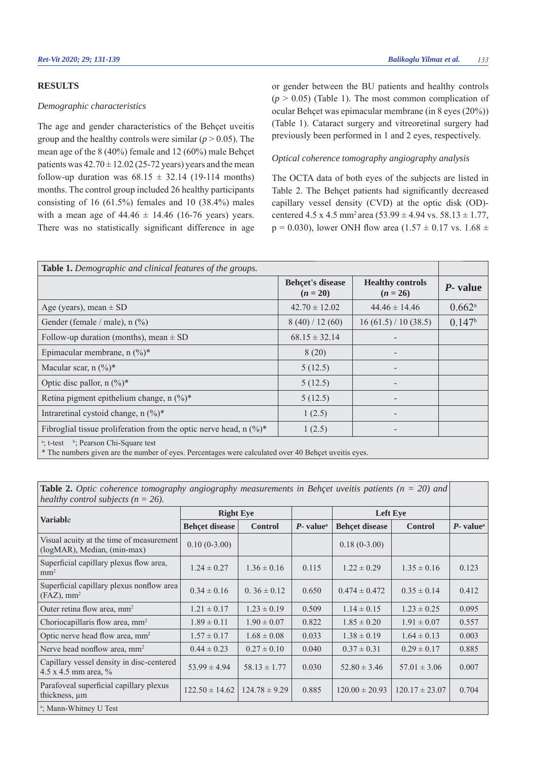## RESULTS

### *Demographic characteristics*

The age and gender characteristics of the Behçet uveitis group and the healthy controls were similar ($p > 0.05$). The mean age of the 8 (40%) female and 12 (60%) male Behçet patients was $42.70 \pm 12.02$ (25-72 years) years and the mean follow-up duration was $68.15 \pm 32.14$ (19-114 months) months. The control group included 26 healthy participants consisting of 16 (61.5%) females and 10 (38.4%) males with a mean age of $44.46 \pm 14.46$ (16-76 years) years. There was no statistically significant difference in age or gender between the BU patients and healthy controls ($p > 0.05$) (Table 1). The most common complication of ocular Behçet was epimacular membrane (in 8 eyes (20%)) (Table 1). Cataract surgery and vitreoretinal surgery had previously been performed in 1 and 2 eyes, respectively.

### *Optical coherence tomography angiography analysis*

The OCTA data of both eyes of the subjects are listed in Table 2. The Behçet patients had significantly decreased capillary vessel density (CVD) at the optic disk (OD)-centered 4.5 x 4.5 mm² area ($53.99 \pm 4.94$ vs. $58.13 \pm 1.77$, p = 0.030), lower ONH flow area ($1.57 \pm 0.17$ vs. $1.68 \pm$

**Table 1.** *Demographic and clinical features of the groups.*

| | Behçet's disease (*n* = 20) | Healthy controls (*n* = 26) | *P*- value |
|---|---|---|---|
| Age (years), mean ± SD | 42.70 ± 12.02 | 44.46 ± 14.46 | 0.662[a] |
| Gender (female / male), n (%) | 8 (40) / 12 (60) | 16 (61.5) / 10 (38.5) | 0.147[b] |
| Follow-up duration (months), mean ± SD | 68.15 ± 32.14 | - | |
| Epimacular membrane, n (%)* | 8 (20) | - | |
| Macular scar, n (%)* | 5 (12.5) | - | |
| Optic disc pallor, n (%)* | 5 (12.5) | - | |
| Retina pigment epithelium change, n (%)* | 5 (12.5) | - | |
| Intraretinal cystoid change, n (%)* | 1 (2.5) | - | |
| Fibroglial tissue proliferation from the optic nerve head, n (%)* | 1 (2.5) | - | |

[a]; t-test [b]; Pearson Chi-Square test
* The numbers given are the number of eyes. Percentages were calculated over 40 Behçet uveitis eyes.

**Table 2.** *Optic coherence tomography angiography measurements in Behçet uveitis patients (n = 20) and healthy control subjects (n = 26).*

| Variable | Right Eye | | | Left Eye | | |
|---|---|---|---|---|---|---|
| | Behçet disease | Control | *P*- value[a] | Behçet disease | Control | *P*- value[a] |
| Visual acuity at the time of measurement (logMAR), Median, (min-max) | 0.10 (0-3.00) | | | 0.18 (0-3.00) | | |
| Superficial capillary plexus flow area, mm² | 1.24 ± 0.27 | 1.36 ± 0.16 | 0.115 | 1.22 ± 0.29 | 1.35 ± 0.16 | 0.123 |
| Superficial capillary plexus nonflow area (FAZ), mm² | 0.34 ± 0.16 | 0. 36 ± 0.12 | 0.650 | 0.474 ± 0.472 | 0.35 ± 0.14 | 0.412 |
| Outer retina flow area, mm² | 1.21 ± 0.17 | 1.23 ± 0.19 | 0.509 | 1.14 ± 0.15 | 1.23 ± 0.25 | 0.095 |
| Choriocapillaris flow area, mm² | 1.89 ± 0.11 | 1.90 ± 0.07 | 0.822 | 1.85 ± 0.20 | 1.91 ± 0.07 | 0.557 |
| Optic nerve head flow area, mm² | 1.57 ± 0.17 | 1.68 ± 0.08 | 0.033 | 1.38 ± 0.19 | 1.64 ± 0.13 | 0.003 |
| Nerve head nonflow area, mm² | 0.44 ± 0.23 | 0.27 ± 0.10 | 0.040 | 0.37 ± 0.31 | 0.29 ± 0.17 | 0.885 |
| Capillary vessel density in disc-centered 4.5 x 4.5 mm area, % | 53.99 ± 4.94 | 58.13 ± 1.77 | 0.030 | 52.80 ± 3.46 | 57.01 ± 3.06 | 0.007 |
| Parafoveal superficial capillary plexus thickness, µm | 122.50 ± 14.62 | 124.78 ± 9.29 | 0.885 | 120.00 ± 20.93 | 120.17 ± 23.07 | 0.704 |

[a]; Mann-Whitney U Test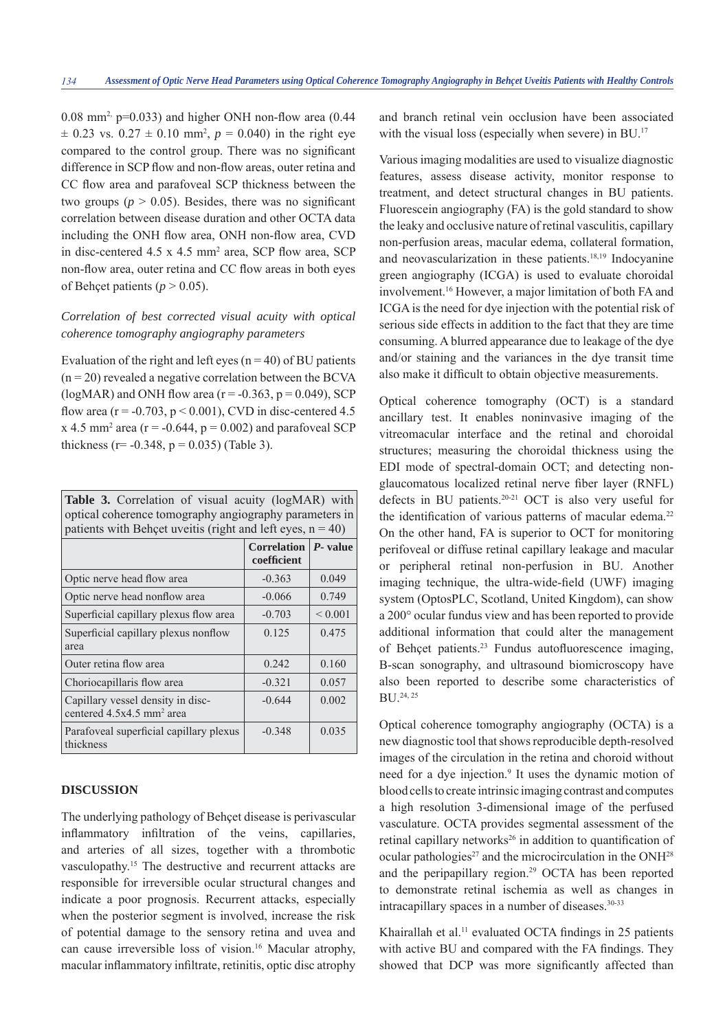0.08 $mm^2$, p=0.033) and higher ONH non-flow area (0.44 ± 0.23 vs. 0.27 ± 0.10 $mm^2$, $p$ = 0.040) in the right eye compared to the control group. There was no significant difference in SCP flow and non-flow areas, outer retina and CC flow area and parafoveal SCP thickness between the two groups ($p > 0.05$). Besides, there was no significant correlation between disease duration and other OCTA data including the ONH flow area, ONH non-flow area, CVD in disc-centered 4.5 x 4.5 $mm^2$ area, SCP flow area, SCP non-flow area, outer retina and CC flow areas in both eyes of Behçet patients ($p > 0.05$).

*Correlation of best corrected visual acuity with optical coherence tomography angiography parameters*

Evaluation of the right and left eyes (n = 40) of BU patients (n = 20) revealed a negative correlation between the BCVA (logMAR) and ONH flow area (r = -0.363, p = 0.049), SCP flow area (r = -0.703, p < 0.001), CVD in disc-centered 4.5 x 4.5 $mm^2$ area (r = -0.644, p = 0.002) and parafoveal SCP thickness (r= -0.348, p = 0.035) (Table 3).

**Table 3.** Correlation of visual acuity (logMAR) with optical coherence tomography angiography parameters in patients with Behçet uveitis (right and left eyes, n = 40)

| | Correlation coefficient | *P*- value |
|---|---|---|
| Optic nerve head flow area | -0.363 | 0.049 |
| Optic nerve head nonflow area | -0.066 | 0.749 |
| Superficial capillary plexus flow area | -0.703 | < 0.001 |
| Superficial capillary plexus nonflow area | 0.125 | 0.475 |
| Outer retina flow area | 0.242 | 0.160 |
| Choriocapillaris flow area | -0.321 | 0.057 |
| Capillary vessel density in disc-centered 4.5x4.5 $mm^2$ area | -0.644 | 0.002 |
| Parafoveal superficial capillary plexus thickness | -0.348 | 0.035 |

## DISCUSSION

The underlying pathology of Behçet disease is perivascular inflammatory infiltration of the veins, capillaries, and arteries of all sizes, together with a thrombotic vasculopathy.[15] The destructive and recurrent attacks are responsible for irreversible ocular structural changes and indicate a poor prognosis. Recurrent attacks, especially when the posterior segment is involved, increase the risk of potential damage to the sensory retina and uvea and can cause irreversible loss of vision.[16] Macular atrophy, macular inflammatory infiltrate, retinitis, optic disc atrophy and branch retinal vein occlusion have been associated with the visual loss (especially when severe) in BU.[17]

Various imaging modalities are used to visualize diagnostic features, assess disease activity, monitor response to treatment, and detect structural changes in BU patients. Fluorescein angiography (FA) is the gold standard to show the leaky and occlusive nature of retinal vasculitis, capillary non-perfusion areas, macular edema, collateral formation, and neovascularization in these patients.[18,19] Indocyanine green angiography (ICGA) is used to evaluate choroidal involvement.[16] However, a major limitation of both FA and ICGA is the need for dye injection with the potential risk of serious side effects in addition to the fact that they are time consuming. A blurred appearance due to leakage of the dye and/or staining and the variances in the dye transit time also make it difficult to obtain objective measurements.

Optical coherence tomography (OCT) is a standard ancillary test. It enables noninvasive imaging of the vitreomacular interface and the retinal and choroidal structures; measuring the choroidal thickness using the EDI mode of spectral-domain OCT; and detecting non-glaucomatous localized retinal nerve fiber layer (RNFL) defects in BU patients.[20-21] OCT is also very useful for the identification of various patterns of macular edema.[22] On the other hand, FA is superior to OCT for monitoring perifoveal or diffuse retinal capillary leakage and macular or peripheral retinal non-perfusion in BU. Another imaging technique, the ultra-wide-field (UWF) imaging system (OptosPLC, Scotland, United Kingdom), can show a 200° ocular fundus view and has been reported to provide additional information that could alter the management of Behçet patients.[23] Fundus autofluorescence imaging, B-scan sonography, and ultrasound biomicroscopy have also been reported to describe some characteristics of BU.[24, 25]

Optical coherence tomography angiography (OCTA) is a new diagnostic tool that shows reproducible depth-resolved images of the circulation in the retina and choroid without need for a dye injection.[9] It uses the dynamic motion of blood cells to create intrinsic imaging contrast and computes a high resolution 3-dimensional image of the perfused vasculature. OCTA provides segmental assessment of the retinal capillary networks[26] in addition to quantification of ocular pathologies[27] and the microcirculation in the ONH[28] and the peripapillary region.[29] OCTA has been reported to demonstrate retinal ischemia as well as changes in intracapillary spaces in a number of diseases.[30-33]

Khairallah et al.[11] evaluated OCTA findings in 25 patients with active BU and compared with the FA findings. They showed that DCP was more significantly affected than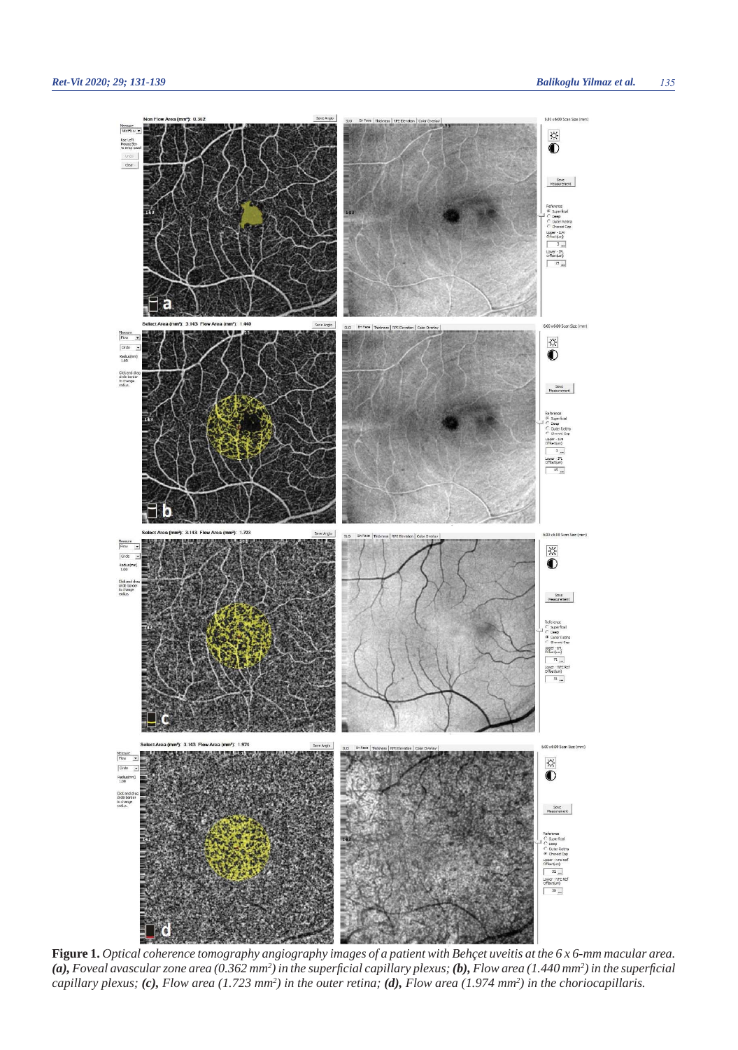**Figure 1.** *Optical coherence tomography angiography images of a patient with Behçet uveitis at the 6 x 6-mm macular area.* ***(a),*** *Foveal avascular zone area (0.362 mm²) in the superficial capillary plexus;* ***(b),*** *Flow area (1.440 mm²) in the superficial capillary plexus;* ***(c),*** *Flow area (1.723 mm²) in the outer retina;* ***(d),*** *Flow area (1.974 mm²) in the choriocapillaris.*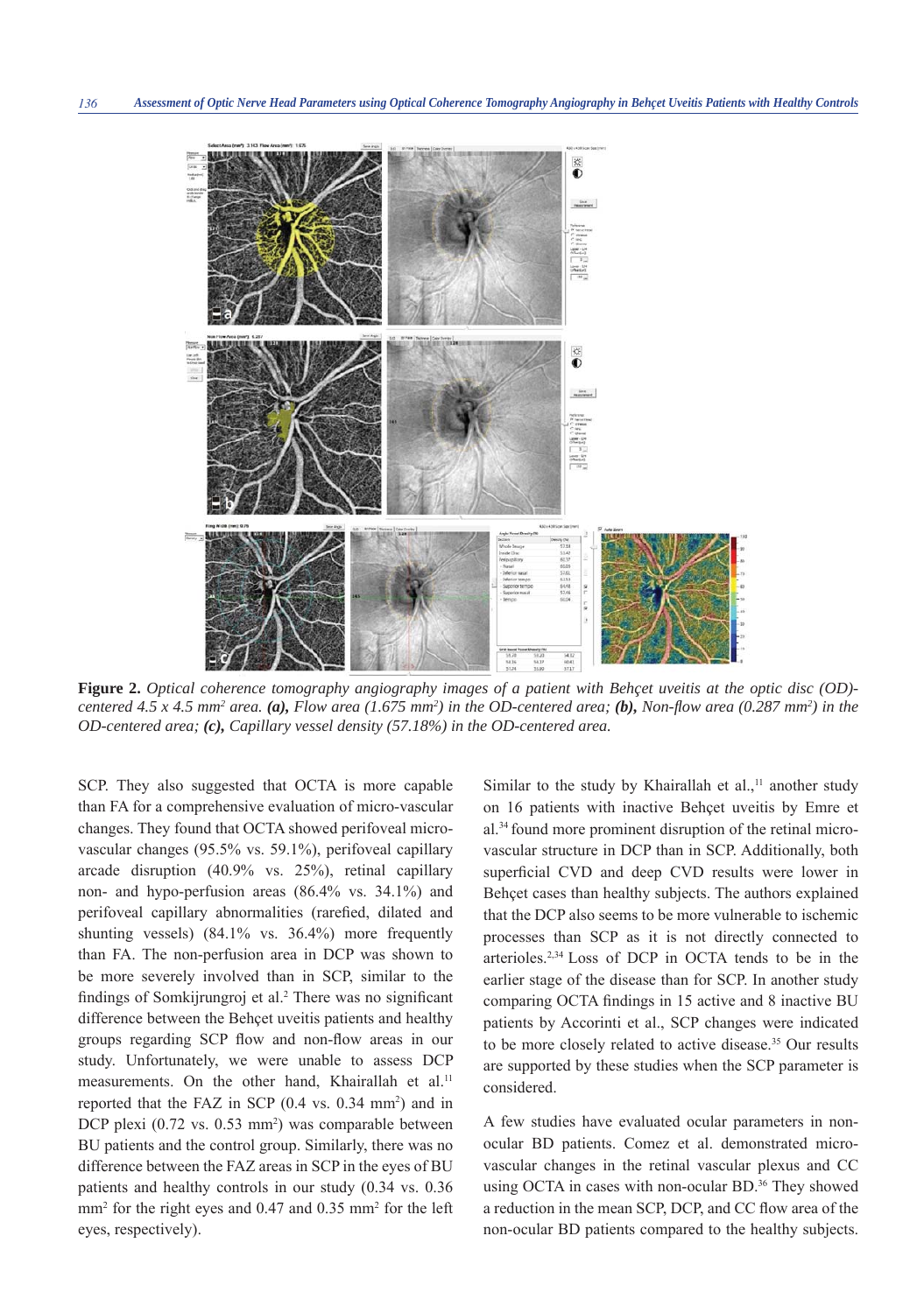**Figure 2.** *Optical coherence tomography angiography images of a patient with Behçet uveitis at the optic disc (OD)-centered 4.5 x 4.5 mm$^2$ area.* ***(a),*** *Flow area (1.675 mm$^2$) in the OD-centered area;* ***(b),*** *Non-flow area (0.287 mm$^2$) in the OD-centered area;* ***(c),*** *Capillary vessel density (57.18%) in the OD-centered area.*

SCP. They also suggested that OCTA is more capable than FA for a comprehensive evaluation of micro-vascular changes. They found that OCTA showed perifoveal micro-vascular changes (95.5% vs. 59.1%), perifoveal capillary arcade disruption (40.9% vs. 25%), retinal capillary non- and hypo-perfusion areas (86.4% vs. 34.1%) and perifoveal capillary abnormalities (rarefied, dilated and shunting vessels) (84.1% vs. 36.4%) more frequently than FA. The non-perfusion area in DCP was shown to be more severely involved than in SCP, similar to the findings of Somkijrungroj et al.[2] There was no significant difference between the Behçet uveitis patients and healthy groups regarding SCP flow and non-flow areas in our study. Unfortunately, we were unable to assess DCP measurements. On the other hand, Khairallah et al.[11] reported that the FAZ in SCP (0.4 vs. 0.34 mm$^2$) and in DCP plexi (0.72 vs. 0.53 mm$^2$) was comparable between BU patients and the control group. Similarly, there was no difference between the FAZ areas in SCP in the eyes of BU patients and healthy controls in our study (0.34 vs. 0.36 mm$^2$ for the right eyes and 0.47 and 0.35 mm$^2$ for the left eyes, respectively).

Similar to the study by Khairallah et al.,[11] another study on 16 patients with inactive Behçet uveitis by Emre et al.[34] found more prominent disruption of the retinal micro-vascular structure in DCP than in SCP. Additionally, both superficial CVD and deep CVD results were lower in Behçet cases than healthy subjects. The authors explained that the DCP also seems to be more vulnerable to ischemic processes than SCP as it is not directly connected to arterioles.[2,34] Loss of DCP in OCTA tends to be in the earlier stage of the disease than for SCP. In another study comparing OCTA findings in 15 active and 8 inactive BU patients by Accorinti et al., SCP changes were indicated to be more closely related to active disease.[35] Our results are supported by these studies when the SCP parameter is considered.

A few studies have evaluated ocular parameters in non-ocular BD patients. Comez et al. demonstrated micro-vascular changes in the retinal vascular plexus and CC using OCTA in cases with non-ocular BD.[36] They showed a reduction in the mean SCP, DCP, and CC flow area of the non-ocular BD patients compared to the healthy subjects.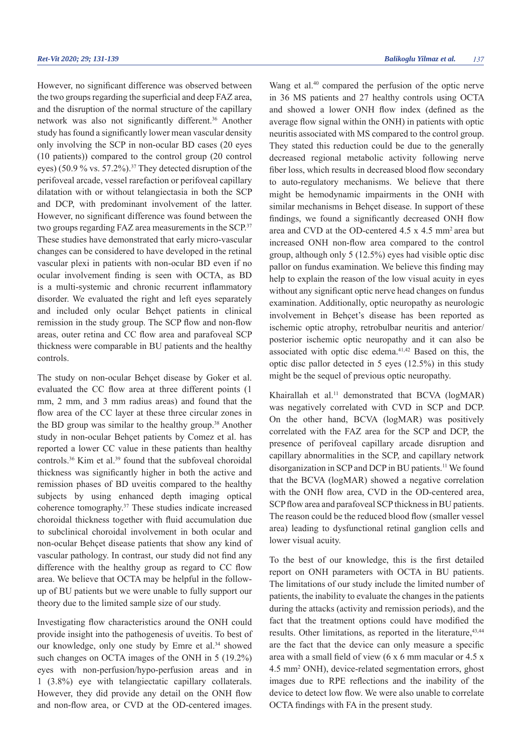However, no significant difference was observed between the two groups regarding the superficial and deep FAZ area, and the disruption of the normal structure of the capillary network was also not significantly different.[36] Another study has found a significantly lower mean vascular density only involving the SCP in non-ocular BD cases (20 eyes (10 patients)) compared to the control group (20 control eyes) (50.9 % vs. 57.2%).[37] They detected disruption of the perifoveal arcade, vessel rarefaction or perifoveal capillary dilatation with or without telangiectasia in both the SCP and DCP, with predominant involvement of the latter. However, no significant difference was found between the two groups regarding FAZ area measurements in the SCP.[37] These studies have demonstrated that early micro-vascular changes can be considered to have developed in the retinal vascular plexi in patients with non-ocular BD even if no ocular involvement finding is seen with OCTA, as BD is a multi-systemic and chronic recurrent inflammatory disorder. We evaluated the right and left eyes separately and included only ocular Behçet patients in clinical remission in the study group. The SCP flow and non-flow areas, outer retina and CC flow area and parafoveal SCP thickness were comparable in BU patients and the healthy controls.

The study on non-ocular Behçet disease by Goker et al. evaluated the CC flow area at three different points (1 mm, 2 mm, and 3 mm radius areas) and found that the flow area of the CC layer at these three circular zones in the BD group was similar to the healthy group.[38] Another study in non-ocular Behçet patients by Comez et al. has reported a lower CC value in these patients than healthy controls.[36] Kim et al.[39] found that the subfoveal choroidal thickness was significantly higher in both the active and remission phases of BD uveitis compared to the healthy subjects by using enhanced depth imaging optical coherence tomography.[37] These studies indicate increased choroidal thickness together with fluid accumulation due to subclinical choroidal involvement in both ocular and non-ocular Behçet disease patients that show any kind of vascular pathology. In contrast, our study did not find any difference with the healthy group as regard to CC flow area. We believe that OCTA may be helpful in the follow-up of BU patients but we were unable to fully support our theory due to the limited sample size of our study.

Investigating flow characteristics around the ONH could provide insight into the pathogenesis of uveitis. To best of our knowledge, only one study by Emre et al.[34] showed such changes on OCTA images of the ONH in 5 (19.2%) eyes with non-perfusion/hypo-perfusion areas and in 1 (3.8%) eye with telangiectatic capillary collaterals. However, they did provide any detail on the ONH flow and non-flow area, or CVD at the OD-centered images. Wang et al.[40] compared the perfusion of the optic nerve in 36 MS patients and 27 healthy controls using OCTA and showed a lower ONH flow index (defined as the average flow signal within the ONH) in patients with optic neuritis associated with MS compared to the control group. They stated this reduction could be due to the generally decreased regional metabolic activity following nerve fiber loss, which results in decreased blood flow secondary to auto-regulatory mechanisms. We believe that there might be hemodynamic impairments in the ONH with similar mechanisms in Behçet disease. In support of these findings, we found a significantly decreased ONH flow area and CVD at the OD-centered 4.5 x 4.5 $mm^2$ area but increased ONH non-flow area compared to the control group, although only 5 (12.5%) eyes had visible optic disc pallor on fundus examination. We believe this finding may help to explain the reason of the low visual acuity in eyes without any significant optic nerve head changes on fundus examination. Additionally, optic neuropathy as neurologic involvement in Behçet's disease has been reported as ischemic optic atrophy, retrobulbar neuritis and anterior/posterior ischemic optic neuropathy and it can also be associated with optic disc edema.[41,42] Based on this, the optic disc pallor detected in 5 eyes (12.5%) in this study might be the sequel of previous optic neuropathy.

Khairallah et al.[11] demonstrated that BCVA (logMAR) was negatively correlated with CVD in SCP and DCP. On the other hand, BCVA (logMAR) was positively correlated with the FAZ area for the SCP and DCP, the presence of perifoveal capillary arcade disruption and capillary abnormalities in the SCP, and capillary network disorganization in SCP and DCP in BU patients.[11] We found that the BCVA (logMAR) showed a negative correlation with the ONH flow area, CVD in the OD-centered area, SCP flow area and parafoveal SCP thickness in BU patients. The reason could be the reduced blood flow (smaller vessel area) leading to dysfunctional retinal ganglion cells and lower visual acuity.

To the best of our knowledge, this is the first detailed report on ONH parameters with OCTA in BU patients. The limitations of our study include the limited number of patients, the inability to evaluate the changes in the patients during the attacks (activity and remission periods), and the fact that the treatment options could have modified the results. Other limitations, as reported in the literature,[43,44] are the fact that the device can only measure a specific area with a small field of view (6 x 6 mm macular or 4.5 x 4.5 $mm^2$ ONH), device-related segmentation errors, ghost images due to RPE reflections and the inability of the device to detect low flow. We were also unable to correlate OCTA findings with FA in the present study.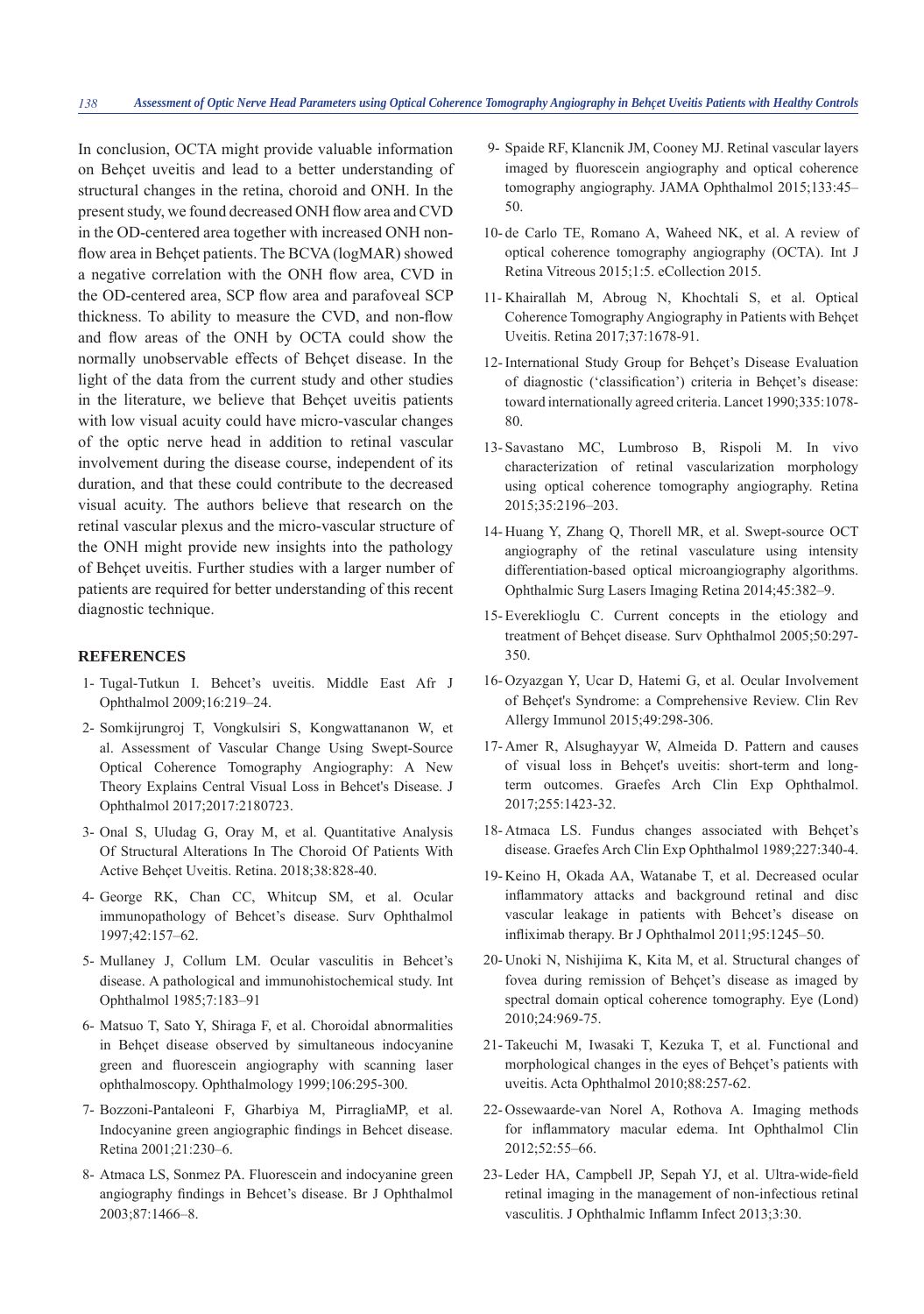In conclusion, OCTA might provide valuable information on Behçet uveitis and lead to a better understanding of structural changes in the retina, choroid and ONH. In the present study, we found decreased ONH flow area and CVD in the OD-centered area together with increased ONH non-flow area in Behçet patients. The BCVA (logMAR) showed a negative correlation with the ONH flow area, CVD in the OD-centered area, SCP flow area and parafoveal SCP thickness. To ability to measure the CVD, and non-flow and flow areas of the ONH by OCTA could show the normally unobservable effects of Behçet disease. In the light of the data from the current study and other studies in the literature, we believe that Behçet uveitis patients with low visual acuity could have micro-vascular changes of the optic nerve head in addition to retinal vascular involvement during the disease course, independent of its duration, and that these could contribute to the decreased visual acuity. The authors believe that research on the retinal vascular plexus and the micro-vascular structure of the ONH might provide new insights into the pathology of Behçet uveitis. Further studies with a larger number of patients are required for better understanding of this recent diagnostic technique.

## REFERENCES

1- Tugal-Tutkun I. Behcet's uveitis. Middle East Afr J Ophthalmol 2009;16:219–24.

2- Somkijrungroj T, Vongkulsiri S, Kongwattananon W, et al. Assessment of Vascular Change Using Swept-Source Optical Coherence Tomography Angiography: A New Theory Explains Central Visual Loss in Behcet's Disease. J Ophthalmol 2017;2017:2180723.

3- Onal S, Uludag G, Oray M, et al. Quantitative Analysis Of Structural Alterations In The Choroid Of Patients With Active Behçet Uveitis. Retina. 2018;38:828-40.

4- George RK, Chan CC, Whitcup SM, et al. Ocular immunopathology of Behcet's disease. Surv Ophthalmol 1997;42:157–62.

5- Mullaney J, Collum LM. Ocular vasculitis in Behcet's disease. A pathological and immunohistochemical study. Int Ophthalmol 1985;7:183–91

6- Matsuo T, Sato Y, Shiraga F, et al. Choroidal abnormalities in Behçet disease observed by simultaneous indocyanine green and fluorescein angiography with scanning laser ophthalmoscopy. Ophthalmology 1999;106:295-300.

7- Bozzoni-Pantaleoni F, Gharbiya M, PirragliaMP, et al. Indocyanine green angiographic findings in Behcet disease. Retina 2001;21:230–6.

8- Atmaca LS, Sonmez PA. Fluorescein and indocyanine green angiography findings in Behcet's disease. Br J Ophthalmol 2003;87:1466–8.

9- Spaide RF, Klancnik JM, Cooney MJ. Retinal vascular layers imaged by fluorescein angiography and optical coherence tomography angiography. JAMA Ophthalmol 2015;133:45–50.

10- de Carlo TE, Romano A, Waheed NK, et al. A review of optical coherence tomography angiography (OCTA). Int J Retina Vitreous 2015;1:5. eCollection 2015.

11- Khairallah M, Abroug N, Khochtali S, et al. Optical Coherence Tomography Angiography in Patients with Behçet Uveitis. Retina 2017;37:1678-91.

12- International Study Group for Behçet's Disease Evaluation of diagnostic ('classification') criteria in Behçet's disease: toward internationally agreed criteria. Lancet 1990;335:1078-80.

13- Savastano MC, Lumbroso B, Rispoli M. In vivo characterization of retinal vascularization morphology using optical coherence tomography angiography. Retina 2015;35:2196–203.

14- Huang Y, Zhang Q, Thorell MR, et al. Swept-source OCT angiography of the retinal vasculature using intensity differentiation-based optical microangiography algorithms. Ophthalmic Surg Lasers Imaging Retina 2014;45:382–9.

15- Evereklioglu C. Current concepts in the etiology and treatment of Behçet disease. Surv Ophthalmol 2005;50:297-350.

16- Ozyazgan Y, Ucar D, Hatemi G, et al. Ocular Involvement of Behçet's Syndrome: a Comprehensive Review. Clin Rev Allergy Immunol 2015;49:298-306.

17- Amer R, Alsughayyar W, Almeida D. Pattern and causes of visual loss in Behçet's uveitis: short-term and long-term outcomes. Graefes Arch Clin Exp Ophthalmol. 2017;255:1423-32.

18- Atmaca LS. Fundus changes associated with Behçet's disease. Graefes Arch Clin Exp Ophthalmol 1989;227:340-4.

19- Keino H, Okada AA, Watanabe T, et al. Decreased ocular inflammatory attacks and background retinal and disc vascular leakage in patients with Behcet's disease on infliximab therapy. Br J Ophthalmol 2011;95:1245–50.

20- Unoki N, Nishijima K, Kita M, et al. Structural changes of fovea during remission of Behçet's disease as imaged by spectral domain optical coherence tomography. Eye (Lond) 2010;24:969-75.

21- Takeuchi M, Iwasaki T, Kezuka T, et al. Functional and morphological changes in the eyes of Behçet's patients with uveitis. Acta Ophthalmol 2010;88:257-62.

22- Ossewaarde-van Norel A, Rothova A. Imaging methods for inflammatory macular edema. Int Ophthalmol Clin 2012;52:55–66.

23- Leder HA, Campbell JP, Sepah YJ, et al. Ultra-wide-field retinal imaging in the management of non-infectious retinal vasculitis. J Ophthalmic Inflamm Infect 2013;3:30.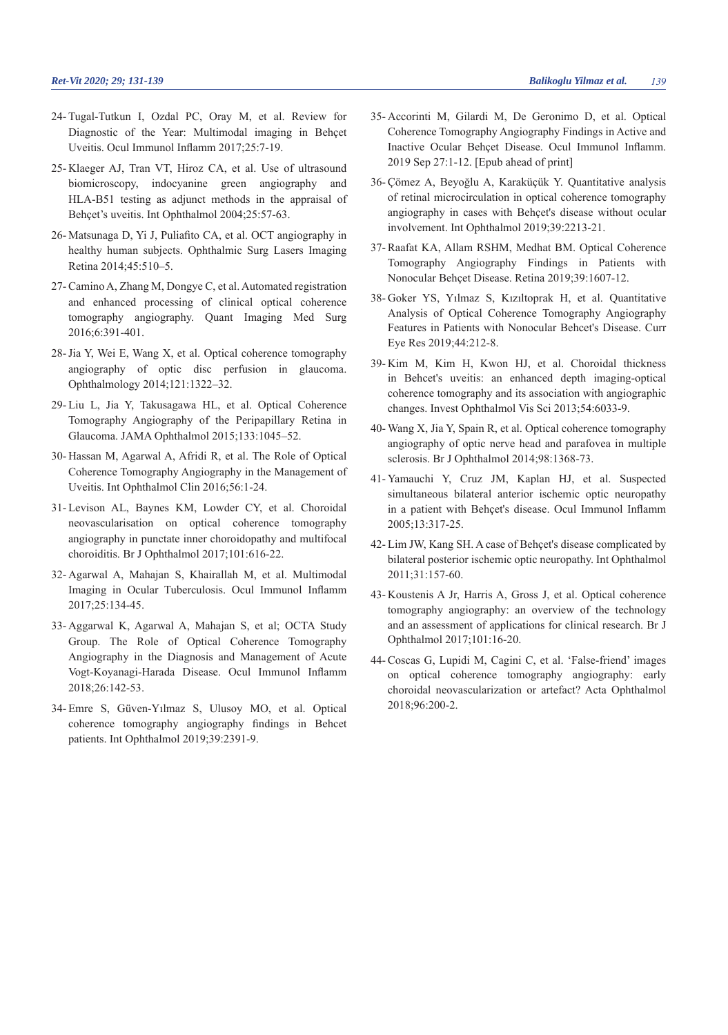24- Tugal-Tutkun I, Ozdal PC, Oray M, et al. Review for Diagnostic of the Year: Multimodal imaging in Behçet Uveitis. Ocul Immunol Inflamm 2017;25:7-19.

25- Klaeger AJ, Tran VT, Hiroz CA, et al. Use of ultrasound biomicroscopy, indocyanine green angiography and HLA-B51 testing as adjunct methods in the appraisal of Behçet's uveitis. Int Ophthalmol 2004;25:57-63.

26- Matsunaga D, Yi J, Puliafito CA, et al. OCT angiography in healthy human subjects. Ophthalmic Surg Lasers Imaging Retina 2014;45:510–5.

27- Camino A, Zhang M, Dongye C, et al. Automated registration and enhanced processing of clinical optical coherence tomography angiography. Quant Imaging Med Surg 2016;6:391-401.

28- Jia Y, Wei E, Wang X, et al. Optical coherence tomography angiography of optic disc perfusion in glaucoma. Ophthalmology 2014;121:1322–32.

29- Liu L, Jia Y, Takusagawa HL, et al. Optical Coherence Tomography Angiography of the Peripapillary Retina in Glaucoma. JAMA Ophthalmol 2015;133:1045–52.

30- Hassan M, Agarwal A, Afridi R, et al. The Role of Optical Coherence Tomography Angiography in the Management of Uveitis. Int Ophthalmol Clin 2016;56:1-24.

31- Levison AL, Baynes KM, Lowder CY, et al. Choroidal neovascularisation on optical coherence tomography angiography in punctate inner choroidopathy and multifocal choroiditis. Br J Ophthalmol 2017;101:616-22.

32- Agarwal A, Mahajan S, Khairallah M, et al. Multimodal Imaging in Ocular Tuberculosis. Ocul Immunol Inflamm 2017;25:134-45.

33- Aggarwal K, Agarwal A, Mahajan S, et al; OCTA Study Group. The Role of Optical Coherence Tomography Angiography in the Diagnosis and Management of Acute Vogt-Koyanagi-Harada Disease. Ocul Immunol Inflamm 2018;26:142-53.

34- Emre S, Güven-Yılmaz S, Ulusoy MO, et al. Optical coherence tomography angiography findings in Behcet patients. Int Ophthalmol 2019;39:2391-9.

35- Accorinti M, Gilardi M, De Geronimo D, et al. Optical Coherence Tomography Angiography Findings in Active and Inactive Ocular Behçet Disease. Ocul Immunol Inflamm. 2019 Sep 27:1-12. [Epub ahead of print]

36- Çömez A, Beyoğlu A, Karaküçük Y. Quantitative analysis of retinal microcirculation in optical coherence tomography angiography in cases with Behçet's disease without ocular involvement. Int Ophthalmol 2019;39:2213-21.

37- Raafat KA, Allam RSHM, Medhat BM. Optical Coherence Tomography Angiography Findings in Patients with Nonocular Behçet Disease. Retina 2019;39:1607-12.

38- Goker YS, Yılmaz S, Kızıltoprak H, et al. Quantitative Analysis of Optical Coherence Tomography Angiography Features in Patients with Nonocular Behcet's Disease. Curr Eye Res 2019;44:212-8.

39- Kim M, Kim H, Kwon HJ, et al. Choroidal thickness in Behcet's uveitis: an enhanced depth imaging-optical coherence tomography and its association with angiographic changes. Invest Ophthalmol Vis Sci 2013;54:6033-9.

40- Wang X, Jia Y, Spain R, et al. Optical coherence tomography angiography of optic nerve head and parafovea in multiple sclerosis. Br J Ophthalmol 2014;98:1368-73.

41- Yamauchi Y, Cruz JM, Kaplan HJ, et al. Suspected simultaneous bilateral anterior ischemic optic neuropathy in a patient with Behçet's disease. Ocul Immunol Inflamm 2005;13:317-25.

42- Lim JW, Kang SH. A case of Behçet's disease complicated by bilateral posterior ischemic optic neuropathy. Int Ophthalmol 2011;31:157-60.

43- Koustenis A Jr, Harris A, Gross J, et al. Optical coherence tomography angiography: an overview of the technology and an assessment of applications for clinical research. Br J Ophthalmol 2017;101:16-20.

44- Coscas G, Lupidi M, Cagini C, et al. 'False-friend' images on optical coherence tomography angiography: early choroidal neovascularization or artefact? Acta Ophthalmol 2018;96:200-2.